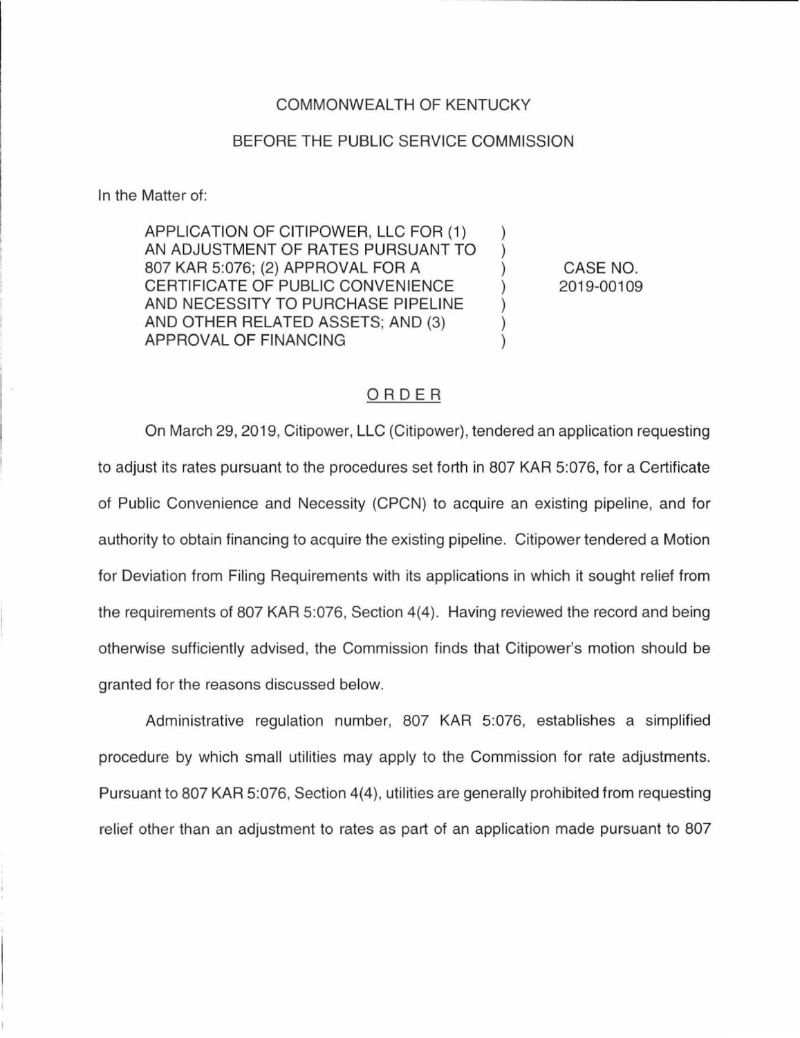COMMONWEALTH OF KENTUCKY

BEFORE THE PUBLIC SERVICE COMMISSION

In the Matter of:

| | | |
|---|---|---|
| APPLICATION OF CITIPOWER, LLC FOR (1) AN ADJUSTMENT OF RATES PURSUANT TO 807 KAR 5:076; (2) APPROVAL FOR A CERTIFICATE OF PUBLIC CONVENIENCE AND NECESSITY TO PURCHASE PIPELINE AND OTHER RELATED ASSETS; AND (3) APPROVAL OF FINANCING | ) | CASE NO. 2019-00109 |

## ORDER

On March 29, 2019, Citipower, LLC (Citipower), tendered an application requesting to adjust its rates pursuant to the procedures set forth in 807 KAR 5:076, for a Certificate of Public Convenience and Necessity (CPCN) to acquire an existing pipeline, and for authority to obtain financing to acquire the existing pipeline. Citipower tendered a Motion for Deviation from Filing Requirements with its applications in which it sought relief from the requirements of 807 KAR 5:076, Section 4(4). Having reviewed the record and being otherwise sufficiently advised, the Commission finds that Citipower's motion should be granted for the reasons discussed below.

Administrative regulation number, 807 KAR 5:076, establishes a simplified procedure by which small utilities may apply to the Commission for rate adjustments. Pursuant to 807 KAR 5:076, Section 4(4), utilities are generally prohibited from requesting relief other than an adjustment to rates as part of an application made pursuant to 807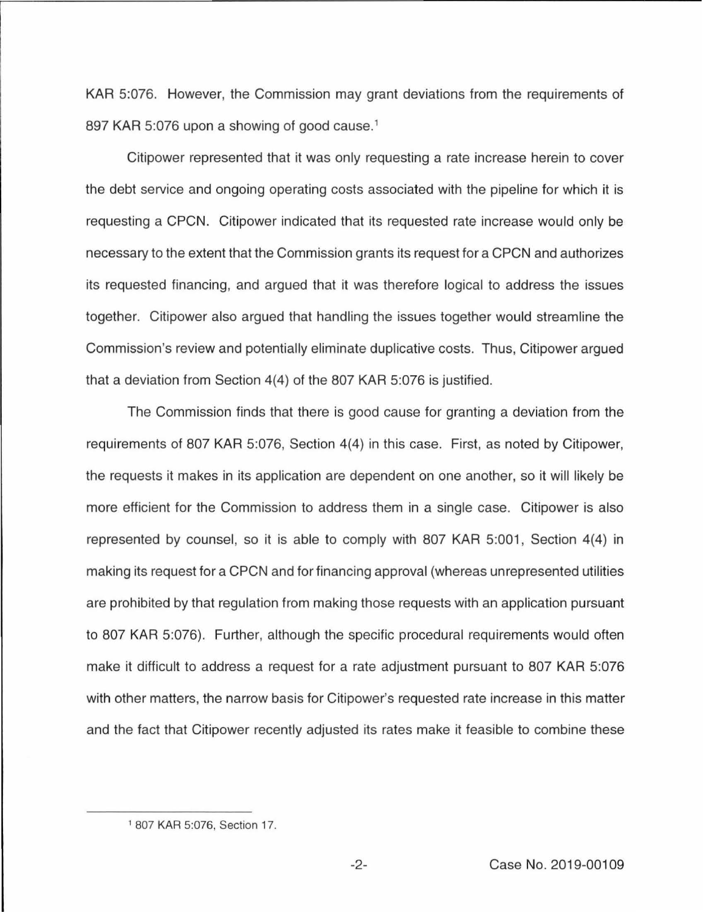KAR 5:076. However, the Commission may grant deviations from the requirements of 897 KAR 5:076 upon a showing of good cause.[1]

Citipower represented that it was only requesting a rate increase herein to cover the debt service and ongoing operating costs associated with the pipeline for which it is requesting a CPCN. Citipower indicated that its requested rate increase would only be necessary to the extent that the Commission grants its request for a CPCN and authorizes its requested financing, and argued that it was therefore logical to address the issues together. Citipower also argued that handling the issues together would streamline the Commission's review and potentially eliminate duplicative costs. Thus, Citipower argued that a deviation from Section 4(4) of the 807 KAR 5:076 is justified.

The Commission finds that there is good cause for granting a deviation from the requirements of 807 KAR 5:076, Section 4(4) in this case. First, as noted by Citipower, the requests it makes in its application are dependent on one another, so it will likely be more efficient for the Commission to address them in a single case. Citipower is also represented by counsel, so it is able to comply with 807 KAR 5:001, Section 4(4) in making its request for a CPCN and for financing approval (whereas unrepresented utilities are prohibited by that regulation from making those requests with an application pursuant to 807 KAR 5:076). Further, although the specific procedural requirements would often make it difficult to address a request for a rate adjustment pursuant to 807 KAR 5:076 with other matters, the narrow basis for Citipower's requested rate increase in this matter and the fact that Citipower recently adjusted its rates make it feasible to combine these

[1] 807 KAR 5:076, Section 17.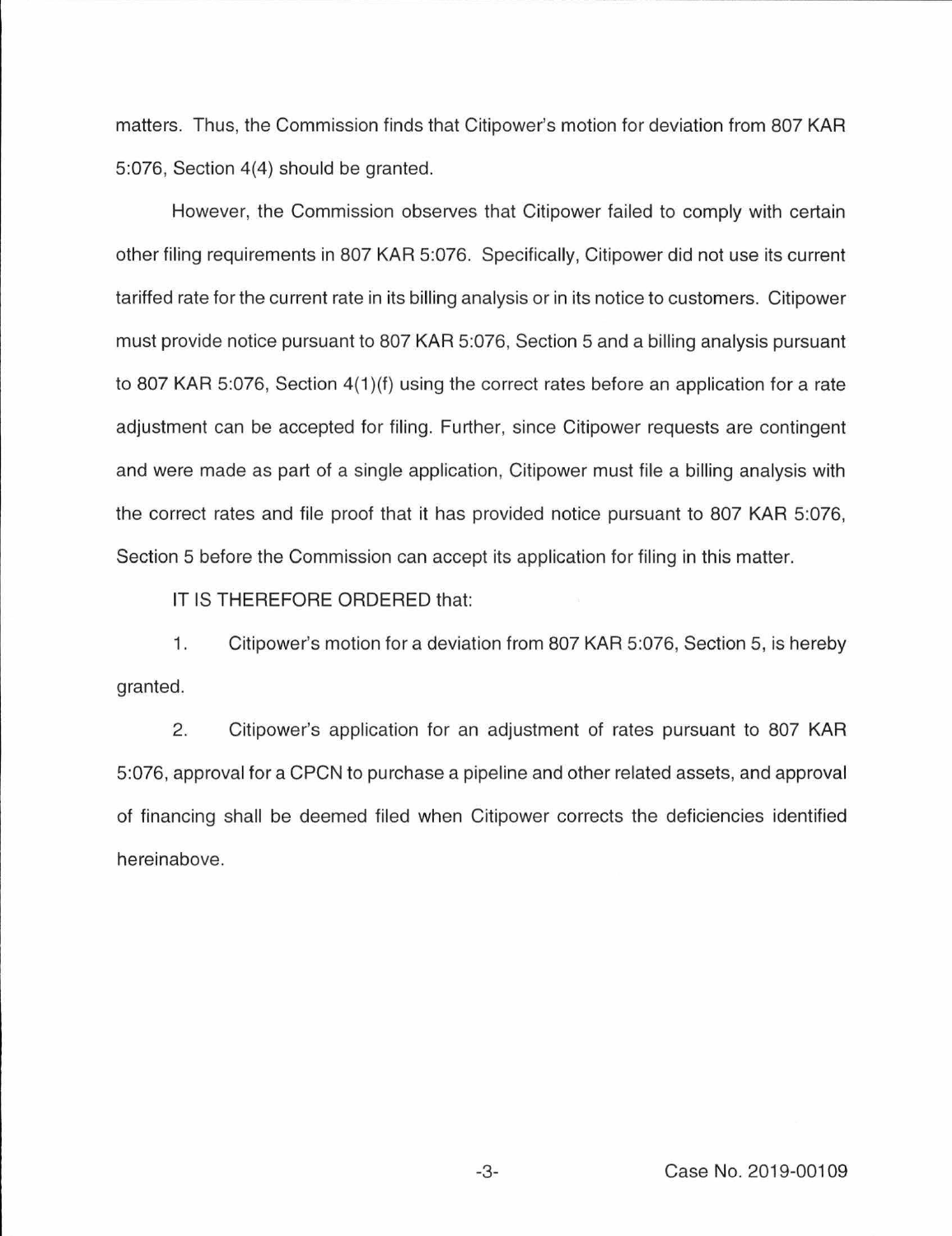matters. Thus, the Commission finds that Citipower's motion for deviation from 807 KAR 5:076, Section 4(4) should be granted.

However, the Commission observes that Citipower failed to comply with certain other filing requirements in 807 KAR 5:076. Specifically, Citipower did not use its current tariffed rate for the current rate in its billing analysis or in its notice to customers. Citipower must provide notice pursuant to 807 KAR 5:076, Section 5 and a billing analysis pursuant to 807 KAR 5:076, Section 4(1)(f) using the correct rates before an application for a rate adjustment can be accepted for filing. Further, since Citipower requests are contingent and were made as part of a single application, Citipower must file a billing analysis with the correct rates and file proof that it has provided notice pursuant to 807 KAR 5:076, Section 5 before the Commission can accept its application for filing in this matter.

IT IS THEREFORE ORDERED that:

1. Citipower's motion for a deviation from 807 KAR 5:076, Section 5, is hereby granted.

2. Citipower's application for an adjustment of rates pursuant to 807 KAR 5:076, approval for a CPCN to purchase a pipeline and other related assets, and approval of financing shall be deemed filed when Citipower corrects the deficiencies identified hereinabove.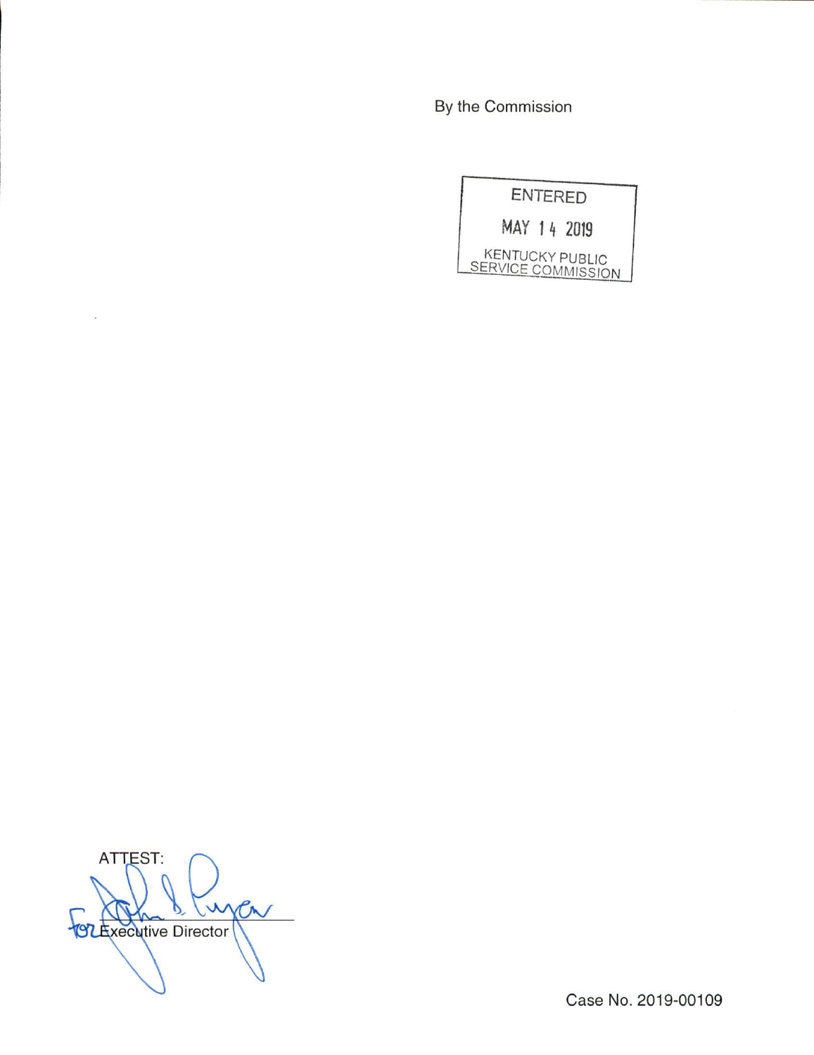By the Commission

ENTERED

MAY 14 2019

KENTUCKY PUBLIC SERVICE COMMISSION

ATTEST:

For Executive Director

Case No. 2019-00109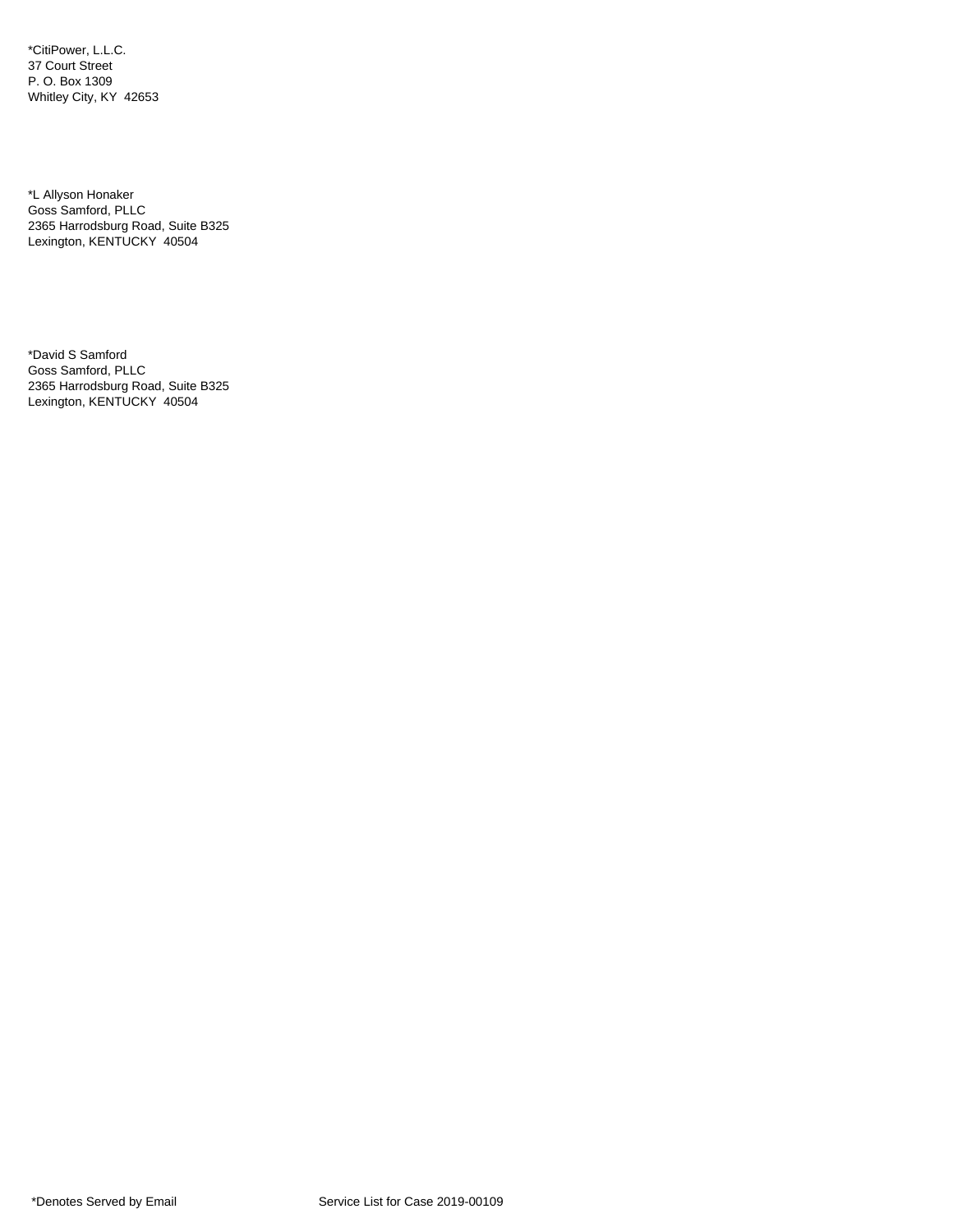*CitiPower, L.L.C.
37 Court Street
P. O. Box 1309
Whitley City, KY  42653

*L Allyson Honaker
Goss Samford, PLLC
2365 Harrodsburg Road, Suite B325
Lexington, KENTUCKY  40504

*David S Samford
Goss Samford, PLLC
2365 Harrodsburg Road, Suite B325
Lexington, KENTUCKY  40504

*Denotes Served by Email

Service List for Case 2019-00109